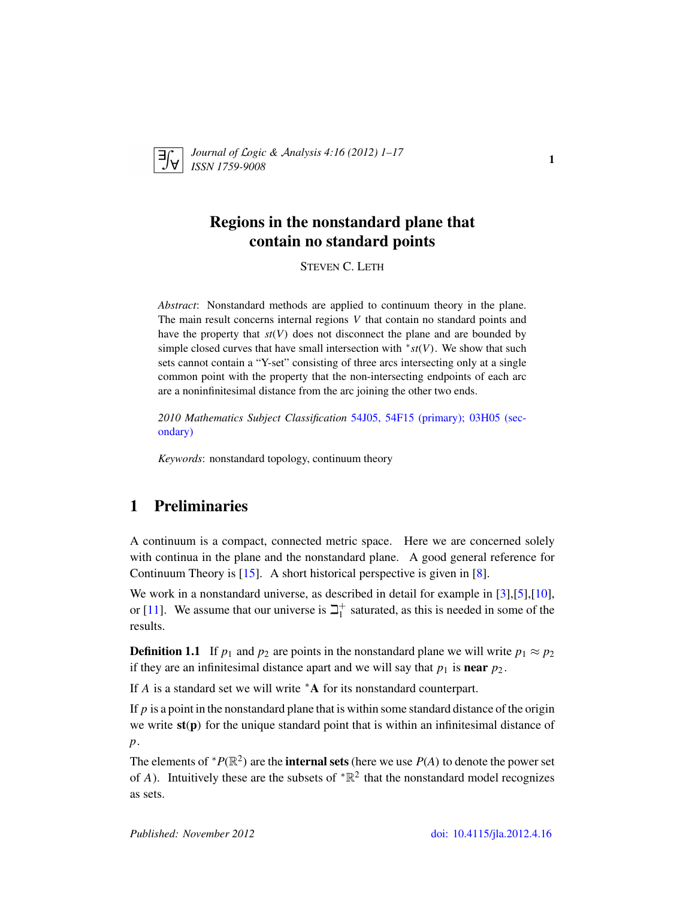# Regions in the nonstandard plane that contain no standard points

STEVEN C. LETH

*Abstract*: Nonstandard methods are applied to continuum theory in the plane. The main result concerns internal regions $V$ that contain no standard points and have the property that $st(V)$ does not disconnect the plane and are bounded by simple closed curves that have small intersection with ${}^*st(V)$. We show that such sets cannot contain a "Y-set" consisting of three arcs intersecting only at a single common point with the property that the non-intersecting endpoints of each arc are a noninfinitesimal distance from the arc joining the other two ends.

*2010 Mathematics Subject Classification* 54J05, 54F15 (primary); 03H05 (secondary)

*Keywords*: nonstandard topology, continuum theory

## 1 Preliminaries

A continuum is a compact, connected metric space. Here we are concerned solely with continua in the plane and the nonstandard plane. A good general reference for Continuum Theory is [15]. A short historical perspective is given in [8].

We work in a nonstandard universe, as described in detail for example in [3],[5],[10], or [11]. We assume that our universe is $\beth_1^+$ saturated, as this is needed in some of the results.

**Definition 1.1** If $p_1$ and $p_2$ are points in the nonstandard plane we will write $p_1 \approx p_2$ if they are an infinitesimal distance apart and we will say that $p_1$ is **near** $p_2$.

If $A$ is a standard set we will write ${}^*\mathbf{A}$ for its nonstandard counterpart.

If $p$ is a point in the nonstandard plane that is within some standard distance of the origin we write $\mathbf{st}(\mathbf{p})$ for the unique standard point that is within an infinitesimal distance of $p$.

The elements of ${}^*P(\mathbb{R}^2)$ are the **internal sets** (here we use $P(A)$ to denote the power set of $A$). Intuitively these are the subsets of ${}^*\mathbb{R}^2$ that the nonstandard model recognizes as sets.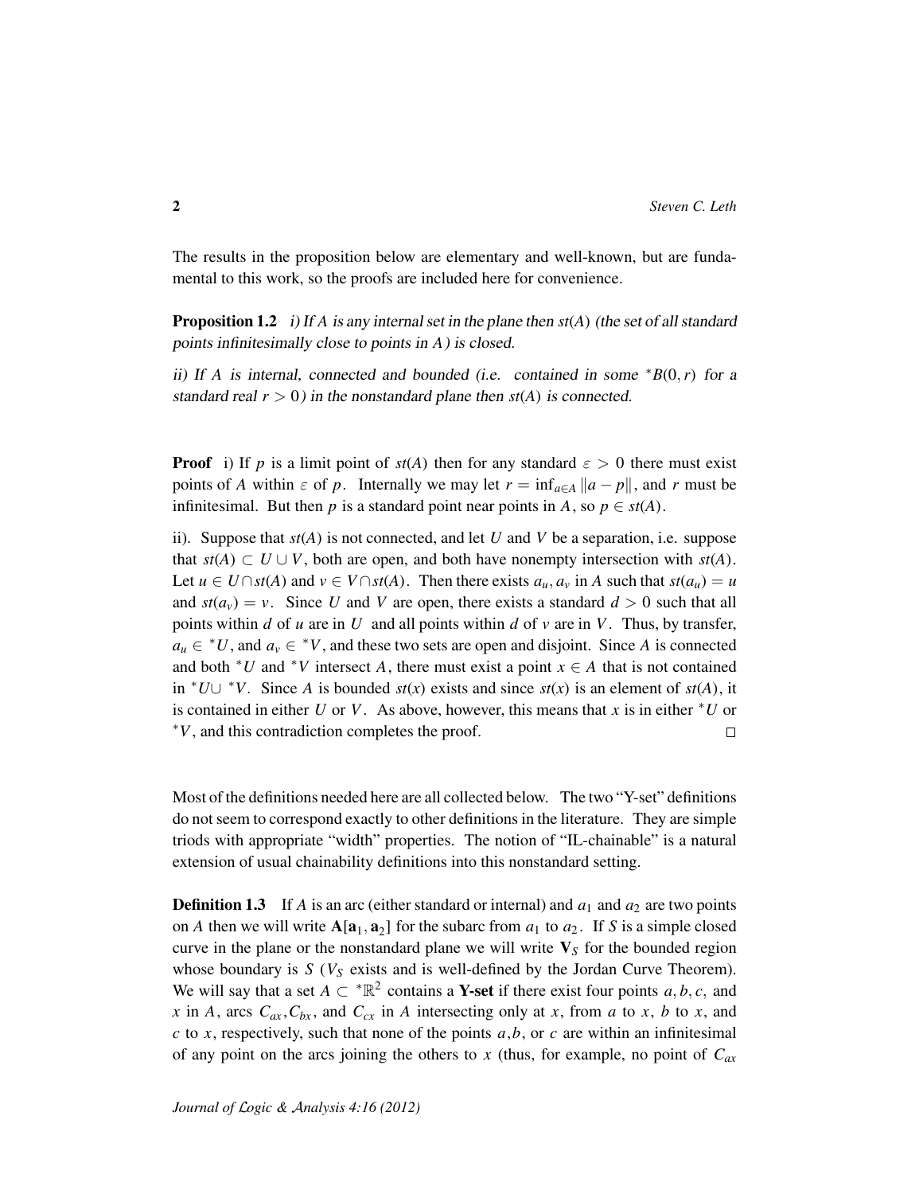The results in the proposition below are elementary and well-known, but are fundamental to this work, so the proofs are included here for convenience.

**Proposition 1.2** *i) If $A$ is any internal set in the plane then $st(A)$ (the set of all standard points infinitesimally close to points in $A$) is closed.*

*ii) If $A$ is internal, connected and bounded (i.e. contained in some ${}^*B(0,r)$ for a standard real $r > 0$) in the nonstandard plane then $st(A)$ is connected.*

**Proof** i) If $p$ is a limit point of $st(A)$ then for any standard $\varepsilon > 0$ there must exist points of $A$ within $\varepsilon$ of $p$. Internally we may let $r = \inf_{a \in A} \|a - p\|$, and $r$ must be infinitesimal. But then $p$ is a standard point near points in $A$, so $p \in st(A)$.

ii). Suppose that $st(A)$ is not connected, and let $U$ and $V$ be a separation, i.e. suppose that $st(A) \subset U \cup V$, both are open, and both have nonempty intersection with $st(A)$. Let $u \in U \cap st(A)$ and $v \in V \cap st(A)$. Then there exists $a_u, a_v$ in $A$ such that $st(a_u) = u$ and $st(a_v) = v$. Since $U$ and $V$ are open, there exists a standard $d > 0$ such that all points within $d$ of $u$ are in $U$ and all points within $d$ of $v$ are in $V$. Thus, by transfer, $a_u \in {}^*U$, and $a_v \in {}^*V$, and these two sets are open and disjoint. Since $A$ is connected and both ${}^*U$ and ${}^*V$ intersect $A$, there must exist a point $x \in A$ that is not contained in ${}^*U \cup {}^*V$. Since $A$ is bounded $st(x)$ exists and since $st(x)$ is an element of $st(A)$, it is contained in either $U$ or $V$. As above, however, this means that $x$ is in either ${}^*U$ or ${}^*V$, and this contradiction completes the proof. $\square$

Most of the definitions needed here are all collected below. The two "Y-set" definitions do not seem to correspond exactly to other definitions in the literature. They are simple triods with appropriate "width" properties. The notion of "IL-chainable" is a natural extension of usual chainability definitions into this nonstandard setting.

**Definition 1.3** If $A$ is an arc (either standard or internal) and $a_1$ and $a_2$ are two points on $A$ then we will write $\mathbf{A}[\mathbf{a}_1, \mathbf{a}_2]$ for the subarc from $a_1$ to $a_2$. If $S$ is a simple closed curve in the plane or the nonstandard plane we will write $\mathbf{V}_S$ for the bounded region whose boundary is $S$ ($V_S$ exists and is well-defined by the Jordan Curve Theorem). We will say that a set $A \subset {}^*\mathbb{R}^2$ contains a **Y-set** if there exist four points $a, b, c,$ and $x$ in $A$, arcs $C_{ax}, C_{bx}$, and $C_{cx}$ in $A$ intersecting only at $x$, from $a$ to $x$, $b$ to $x$, and $c$ to $x$, respectively, such that none of the points $a, b$, or $c$ are within an infinitesimal of any point on the arcs joining the others to $x$ (thus, for example, no point of $C_{ax}$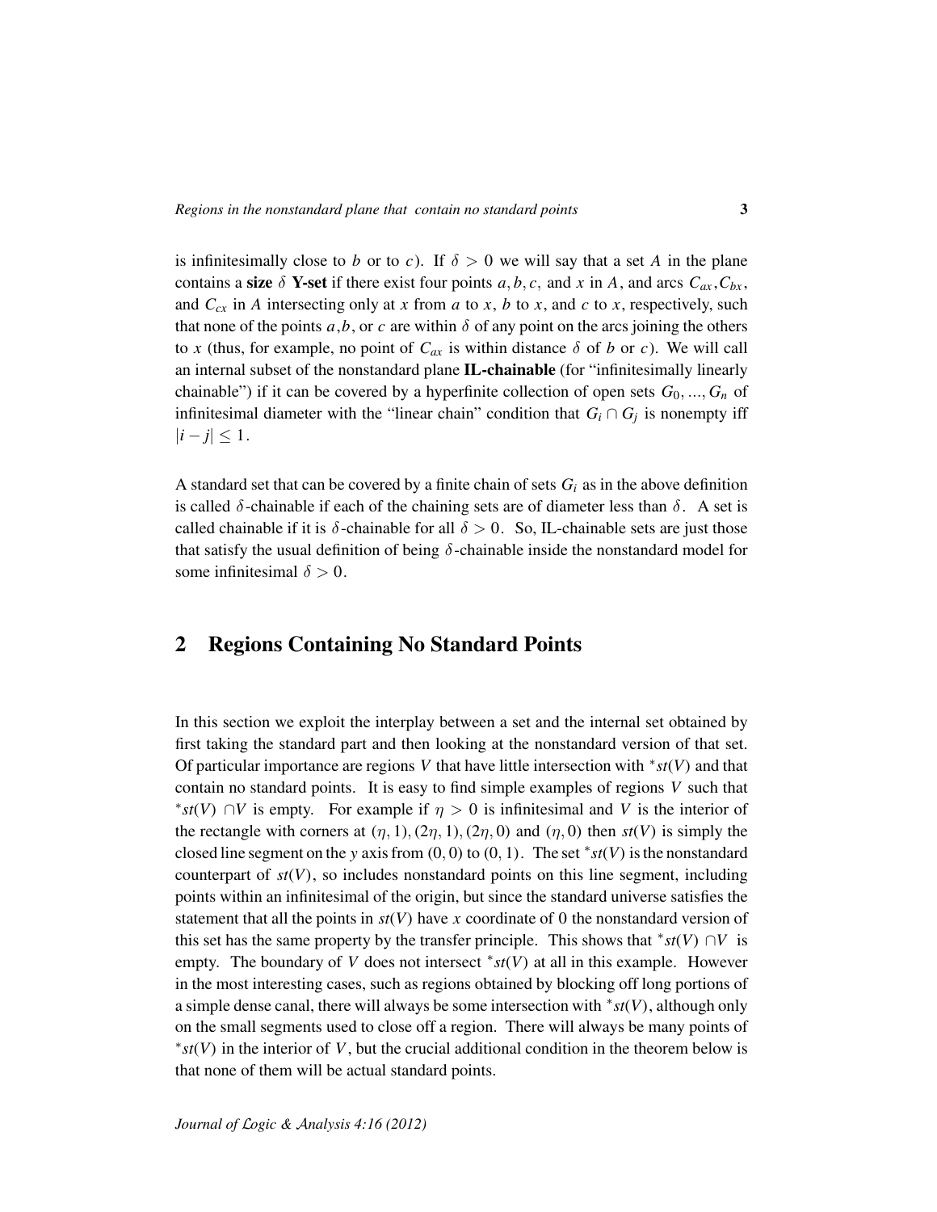is infinitesimally close to $b$ or to $c$). If $\delta > 0$ we will say that a set $A$ in the plane contains a **size** $\delta$ **Y-set** if there exist four points $a, b, c,$ and $x$ in $A$, and arcs $C_{ax}, C_{bx}$, and $C_{cx}$ in $A$ intersecting only at $x$ from $a$ to $x$, $b$ to $x$, and $c$ to $x$, respectively, such that none of the points $a$,$b$, or $c$ are within $\delta$ of any point on the arcs joining the others to $x$ (thus, for example, no point of $C_{ax}$ is within distance $\delta$ of $b$ or $c$). We will call an internal subset of the nonstandard plane **IL-chainable** (for "infinitesimally linearly chainable") if it can be covered by a hyperfinite collection of open sets $G_0, ..., G_n$ of infinitesimal diameter with the "linear chain" condition that $G_i \cap G_j$ is nonempty iff $|i - j| \leq 1$.

A standard set that can be covered by a finite chain of sets $G_i$ as in the above definition is called $\delta$-chainable if each of the chaining sets are of diameter less than $\delta$. A set is called chainable if it is $\delta$-chainable for all $\delta > 0$. So, IL-chainable sets are just those that satisfy the usual definition of being $\delta$-chainable inside the nonstandard model for some infinitesimal $\delta > 0$.

## 2 Regions Containing No Standard Points

In this section we exploit the interplay between a set and the internal set obtained by first taking the standard part and then looking at the nonstandard version of that set. Of particular importance are regions $V$ that have little intersection with ${}^*st(V)$ and that contain no standard points. It is easy to find simple examples of regions $V$ such that ${}^*st(V) \cap V$ is empty. For example if $\eta > 0$ is infinitesimal and $V$ is the interior of the rectangle with corners at $(\eta, 1), (2\eta, 1), (2\eta, 0)$ and $(\eta, 0)$ then $st(V)$ is simply the closed line segment on the $y$ axis from $(0, 0)$ to $(0, 1)$. The set ${}^*st(V)$ is the nonstandard counterpart of $st(V)$, so includes nonstandard points on this line segment, including points within an infinitesimal of the origin, but since the standard universe satisfies the statement that all the points in $st(V)$ have $x$ coordinate of 0 the nonstandard version of this set has the same property by the transfer principle. This shows that ${}^*st(V) \cap V$ is empty. The boundary of $V$ does not intersect ${}^*st(V)$ at all in this example. However in the most interesting cases, such as regions obtained by blocking off long portions of a simple dense canal, there will always be some intersection with ${}^*st(V)$, although only on the small segments used to close off a region. There will always be many points of ${}^*st(V)$ in the interior of $V$, but the crucial additional condition in the theorem below is that none of them will be actual standard points.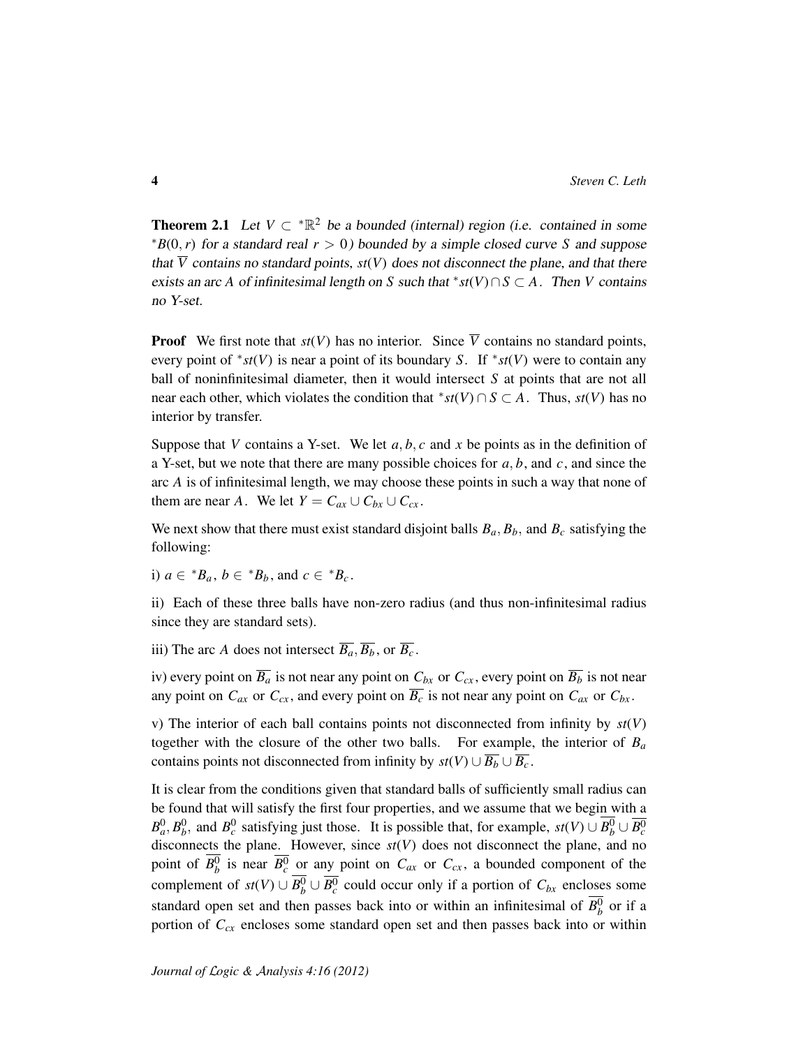**Theorem 2.1** *Let $V \subset {}^*\mathbb{R}^2$ be a bounded (internal) region (i.e. contained in some ${}^*B(0,r)$ for a standard real $r > 0$) bounded by a simple closed curve $S$ and suppose that $\overline{V}$ contains no standard points, $st(V)$ does not disconnect the plane, and that there exists an arc $A$ of infinitesimal length on $S$ such that ${}^*st(V) \cap S \subset A$. Then $V$ contains no Y-set.*

**Proof** We first note that $st(V)$ has no interior. Since $\overline{V}$ contains no standard points, every point of ${}^*st(V)$ is near a point of its boundary $S$. If ${}^*st(V)$ were to contain any ball of noninfinitesimal diameter, then it would intersect $S$ at points that are not all near each other, which violates the condition that ${}^*st(V) \cap S \subset A$. Thus, $st(V)$ has no interior by transfer.

Suppose that $V$ contains a Y-set. We let $a, b, c$ and $x$ be points as in the definition of a Y-set, but we note that there are many possible choices for $a, b$, and $c$, and since the arc $A$ is of infinitesimal length, we may choose these points in such a way that none of them are near $A$. We let $Y = C_{ax} \cup C_{bx} \cup C_{cx}$.

We next show that there must exist standard disjoint balls $B_a, B_b$, and $B_c$ satisfying the following:

i) $a \in {}^*B_a$, $b \in {}^*B_b$, and $c \in {}^*B_c$.

ii) Each of these three balls have non-zero radius (and thus non-infinitesimal radius since they are standard sets).

iii) The arc $A$ does not intersect $\overline{B_a}, \overline{B_b}$, or $\overline{B_c}$.

iv) every point on $\overline{B_a}$ is not near any point on $C_{bx}$ or $C_{cx}$, every point on $\overline{B_b}$ is not near any point on $C_{ax}$ or $C_{cx}$, and every point on $\overline{B_c}$ is not near any point on $C_{ax}$ or $C_{bx}$.

v) The interior of each ball contains points not disconnected from infinity by $st(V)$ together with the closure of the other two balls. For example, the interior of $B_a$ contains points not disconnected from infinity by $st(V) \cup \overline{B_b} \cup \overline{B_c}$.

It is clear from the conditions given that standard balls of sufficiently small radius can be found that will satisfy the first four properties, and we assume that we begin with a $B_a^0, B_b^0$, and $B_c^0$ satisfying just those. It is possible that, for example, $st(V) \cup \overline{B_b^0} \cup \overline{B_c^0}$ disconnects the plane. However, since $st(V)$ does not disconnect the plane, and no point of $\overline{B_b^0}$ is near $\overline{B_c^0}$ or any point on $C_{ax}$ or $C_{cx}$, a bounded component of the complement of $st(V) \cup \overline{B_b^0} \cup \overline{B_c^0}$ could occur only if a portion of $C_{bx}$ encloses some standard open set and then passes back into or within an infinitesimal of $\overline{B_b^0}$ or if a portion of $C_{cx}$ encloses some standard open set and then passes back into or within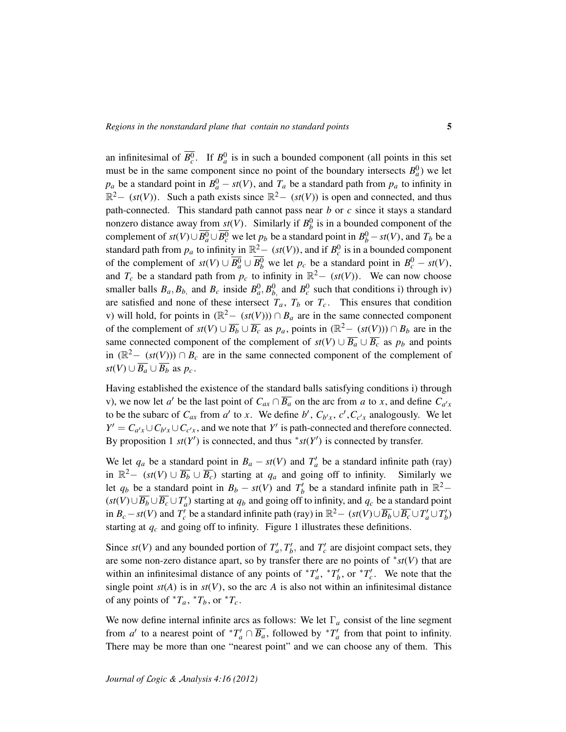an infinitesimal of $\overline{B_c^0}$. If $B_a^0$ is in such a bounded component (all points in this set must be in the same component since no point of the boundary intersects $B_a^0$) we let $p_a$ be a standard point in $B_a^0 - st(V)$, and $T_a$ be a standard path from $p_a$ to infinity in $\mathbb{R}^2-\ (st(V))$. Such a path exists since $\mathbb{R}^2-\ (st(V))$ is open and connected, and thus path-connected. This standard path cannot pass near $b$ or $c$ since it stays a standard nonzero distance away from $st(V)$. Similarly if $B_b^0$ is in a bounded component of the complement of $st(V) \cup \overline{B_a^0} \cup \overline{B_c^0}$ we let $p_b$ be a standard point in $B_b^0 - st(V)$, and $T_b$ be a standard path from $p_a$ to infinity in $\mathbb{R}^2-\ (st(V))$, and if $B_c^0$ is in a bounded component of the complement of $st(V) \cup \overline{B_a^0} \cup \overline{B_b^0}$ we let $p_c$ be a standard point in $B_c^0 - st(V)$, and $T_c$ be a standard path from $p_c$ to infinity in $\mathbb{R}^2-\ (st(V))$. We can now choose smaller balls $B_a, B_b,$ and $B_c$ inside $B_a^0, B_b^0,$ and $B_c^0$ such that conditions i) through iv) are satisfied and none of these intersect $T_a$, $T_b$ or $T_c$. This ensures that condition v) will hold, for points in $(\mathbb{R}^2-\ (st(V))) \cap B_a$ are in the same connected component of the complement of $st(V) \cup \overline{B_b} \cup \overline{B_c}$ as $p_a$, points in $(\mathbb{R}^2-\ (st(V))) \cap B_b$ are in the same connected component of the complement of $st(V) \cup \overline{B_a} \cup \overline{B_c}$ as $p_b$ and points in $(\mathbb{R}^2-\ (st(V))) \cap B_c$ are in the same connected component of the complement of $st(V) \cup \overline{B_a} \cup \overline{B_b}$ as $p_c$.

Having established the existence of the standard balls satisfying conditions i) through v), we now let $a'$ be the last point of $C_{ax} \cap \overline{B_a}$ on the arc from $a$ to $x$, and define $C_{a'x}$ to be the subarc of $C_{ax}$ from $a'$ to $x$. We define $b'$, $C_{b'x}$, $c'$, $C_{c'x}$ analogously. We let $Y' = C_{a'x} \cup C_{b'x} \cup C_{c'x}$, and we note that $Y'$ is path-connected and therefore connected. By proposition 1 $st(Y')$ is connected, and thus ${}^*st(Y')$ is connected by transfer.

We let $q_a$ be a standard point in $B_a - st(V)$ and $T_a'$ be a standard infinite path (ray) in $\mathbb{R}^2-\ (st(V) \cup \overline{B_b} \cup \overline{B_c})$ starting at $q_a$ and going off to infinity. Similarly we let $q_b$ be a standard point in $B_b - st(V)$ and $T_b'$ be a standard infinite path in $\mathbb{R}^2-$ $(st(V) \cup \overline{B_b} \cup \overline{B_c} \cup T_a')$ starting at $q_b$ and going off to infinity, and $q_c$ be a standard point in $B_c - st(V)$ and $T_c'$ be a standard infinite path (ray) in $\mathbb{R}^2-\ (st(V) \cup \overline{B_b} \cup \overline{B_c} \cup T_a' \cup T_b')$ starting at $q_c$ and going off to infinity. Figure 1 illustrates these definitions.

Since $st(V)$ and any bounded portion of $T_a', T_b'$, and $T_c'$ are disjoint compact sets, they are some non-zero distance apart, so by transfer there are no points of ${}^*st(V)$ that are within an infinitesimal distance of any points of ${}^*T_a'$, ${}^*T_b'$, or ${}^*T_c'$. We note that the single point $st(A)$ is in $st(V)$, so the arc $A$ is also not within an infinitesimal distance of any points of ${}^*T_a$, ${}^*T_b$, or ${}^*T_c$.

We now define internal infinite arcs as follows: We let $\Gamma_a$ consist of the line segment from $a'$ to a nearest point of ${}^*T_a' \cap \overline{B_a}$, followed by ${}^*T_a'$ from that point to infinity. There may be more than one "nearest point" and we can choose any of them. This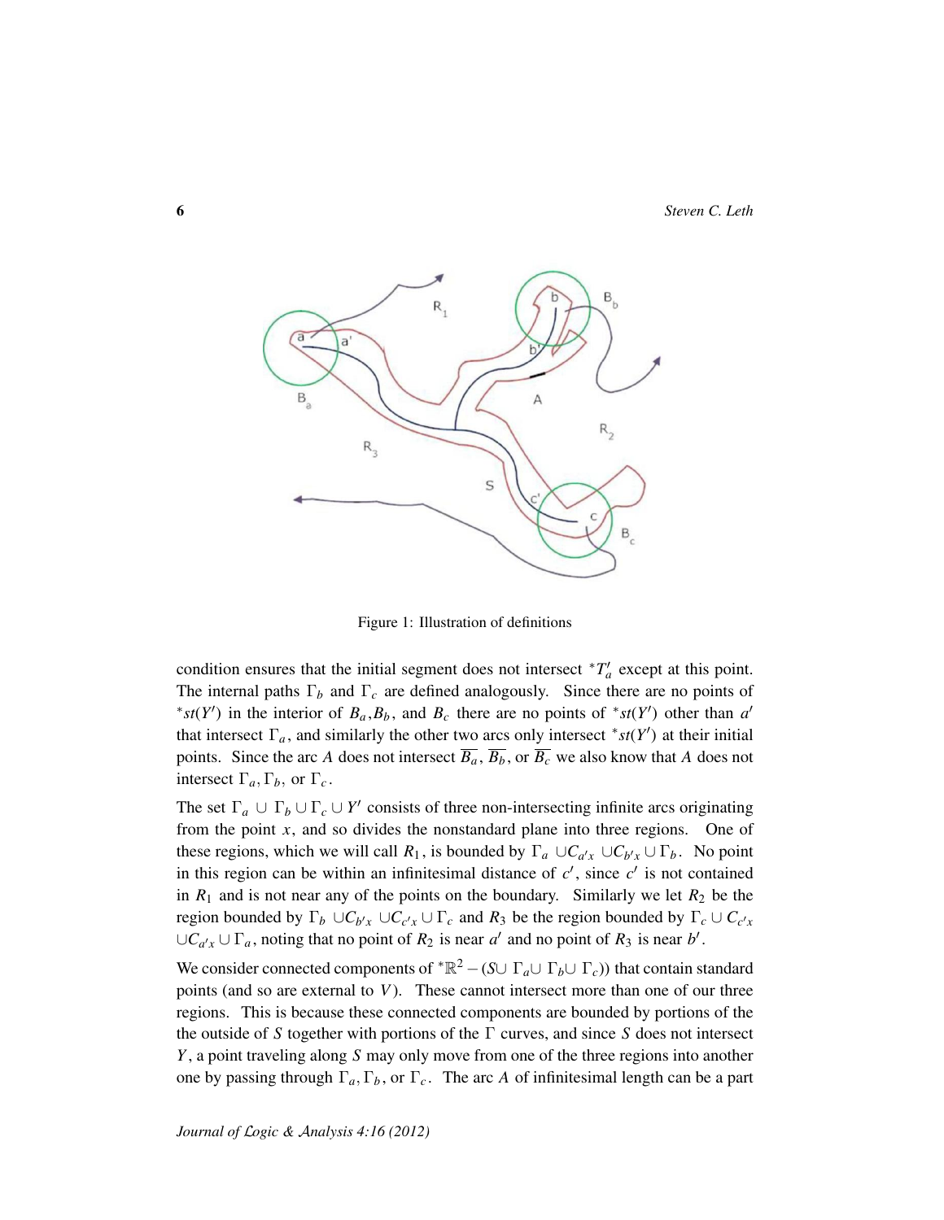Figure 1: Illustration of definitions

condition ensures that the initial segment does not intersect ${}^*T'_a$ except at this point. The internal paths $\Gamma_b$ and $\Gamma_c$ are defined analogously. Since there are no points of ${}^*st(Y')$ in the interior of $B_a, B_b$, and $B_c$ there are no points of ${}^*st(Y')$ other than $a'$ that intersect $\Gamma_a$, and similarly the other two arcs only intersect ${}^*st(Y')$ at their initial points. Since the arc $A$ does not intersect $\overline{B_a}$, $\overline{B_b}$, or $\overline{B_c}$ we also know that $A$ does not intersect $\Gamma_a, \Gamma_b$, or $\Gamma_c$.

The set $\Gamma_a \cup \Gamma_b \cup \Gamma_c \cup Y'$ consists of three non-intersecting infinite arcs originating from the point $x$, and so divides the nonstandard plane into three regions. One of these regions, which we will call $R_1$, is bounded by $\Gamma_a \cup C_{a'x} \cup C_{b'x} \cup \Gamma_b$. No point in this region can be within an infinitesimal distance of $c'$, since $c'$ is not contained in $R_1$ and is not near any of the points on the boundary. Similarly we let $R_2$ be the region bounded by $\Gamma_b \cup C_{b'x} \cup C_{c'x} \cup \Gamma_c$ and $R_3$ be the region bounded by $\Gamma_c \cup C_{c'x} \cup C_{a'x} \cup \Gamma_a$, noting that no point of $R_2$ is near $a'$ and no point of $R_3$ is near $b'$.

We consider connected components of ${}^*\mathbb{R}^2 - (S \cup \Gamma_a \cup \Gamma_b \cup \Gamma_c))$ that contain standard points (and so are external to $V$). These cannot intersect more than one of our three regions. This is because these connected components are bounded by portions of the the outside of $S$ together with portions of the $\Gamma$ curves, and since $S$ does not intersect $Y$, a point traveling along $S$ may only move from one of the three regions into another one by passing through $\Gamma_a, \Gamma_b$, or $\Gamma_c$. The arc $A$ of infinitesimal length can be a part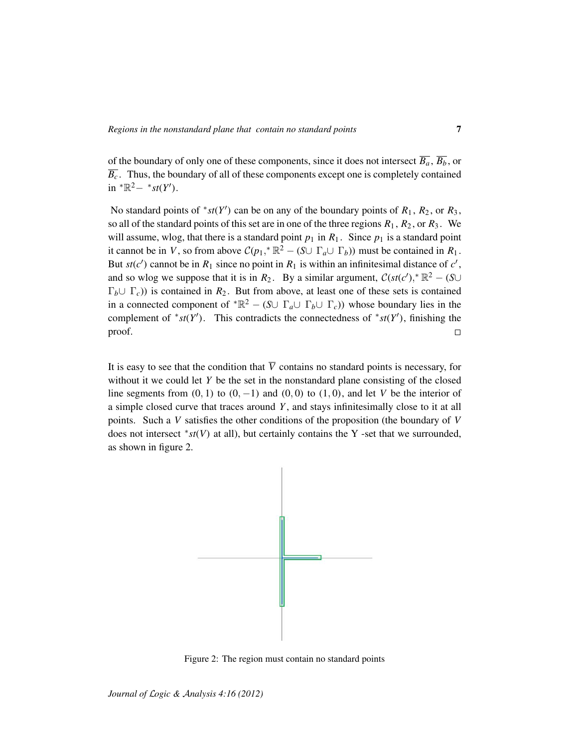of the boundary of only one of these components, since it does not intersect $\overline{B_a}$, $\overline{B_b}$, or $\overline{B_c}$. Thus, the boundary of all of these components except one is completely contained in ${}^*\mathbb{R}^2 - {}^*st(Y')$.

No standard points of ${}^*st(Y')$ can be on any of the boundary points of $R_1$, $R_2$, or $R_3$, so all of the standard points of this set are in one of the three regions $R_1$, $R_2$, or $R_3$. We will assume, wlog, that there is a standard point $p_1$ in $R_1$. Since $p_1$ is a standard point it cannot be in $V$, so from above $\mathcal{C}(p_1, {}^*\mathbb{R}^2 - (S \cup \Gamma_a \cup \Gamma_b))$ must be contained in $R_1$. But $st(c')$ cannot be in $R_1$ since no point in $R_1$ is within an infinitesimal distance of $c'$, and so wlog we suppose that it is in $R_2$. By a similar argument, $\mathcal{C}(st(c'), {}^*\mathbb{R}^2 - (S \cup \Gamma_b \cup \Gamma_c))$ is contained in $R_2$. But from above, at least one of these sets is contained in a connected component of ${}^*\mathbb{R}^2 - (S \cup \Gamma_a \cup \Gamma_b \cup \Gamma_c))$ whose boundary lies in the complement of ${}^*st(Y')$. This contradicts the connectedness of ${}^*st(Y')$, finishing the proof. □

It is easy to see that the condition that $\overline{V}$ contains no standard points is necessary, for without it we could let $Y$ be the set in the nonstandard plane consisting of the closed line segments from $(0, 1)$ to $(0, -1)$ and $(0, 0)$ to $(1, 0)$, and let $V$ be the interior of a simple closed curve that traces around $Y$, and stays infinitesimally close to it at all points. Such a $V$ satisfies the other conditions of the proposition (the boundary of $V$ does not intersect ${}^*st(V)$ at all), but certainly contains the Y -set that we surrounded, as shown in figure 2.

Figure 2: The region must contain no standard points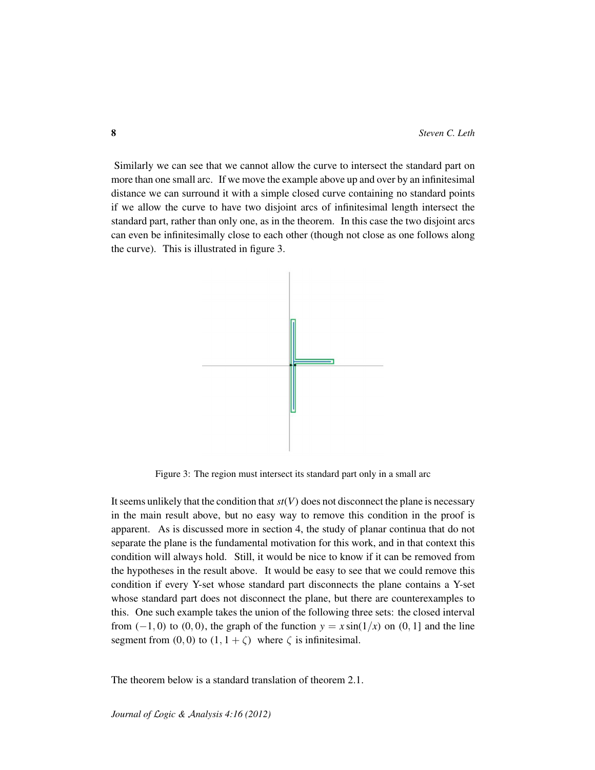Similarly we can see that we cannot allow the curve to intersect the standard part on more than one small arc. If we move the example above up and over by an infinitesimal distance we can surround it with a simple closed curve containing no standard points if we allow the curve to have two disjoint arcs of infinitesimal length intersect the standard part, rather than only one, as in the theorem. In this case the two disjoint arcs can even be infinitesimally close to each other (though not close as one follows along the curve). This is illustrated in figure 3.

Figure 3: The region must intersect its standard part only in a small arc

It seems unlikely that the condition that $st(V)$ does not disconnect the plane is necessary in the main result above, but no easy way to remove this condition in the proof is apparent. As is discussed more in section 4, the study of planar continua that do not separate the plane is the fundamental motivation for this work, and in that context this condition will always hold. Still, it would be nice to know if it can be removed from the hypotheses in the result above. It would be easy to see that we could remove this condition if every Y-set whose standard part disconnects the plane contains a Y-set whose standard part does not disconnect the plane, but there are counterexamples to this. One such example takes the union of the following three sets: the closed interval from $(-1, 0)$ to $(0, 0)$, the graph of the function $y = x\sin(1/x)$ on $(0, 1]$ and the line segment from $(0, 0)$ to $(1, 1 + \zeta)$ where $\zeta$ is infinitesimal.

The theorem below is a standard translation of theorem 2.1.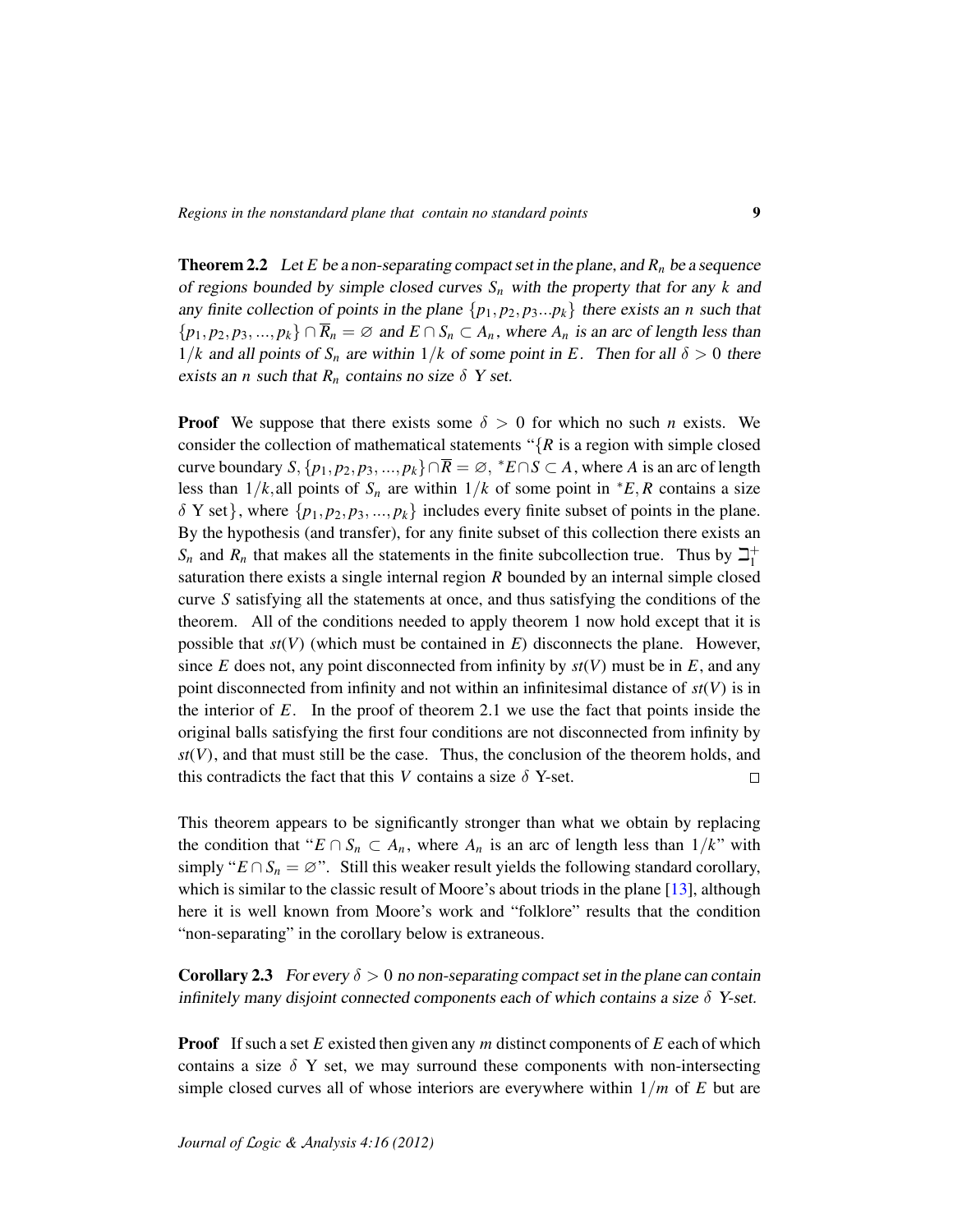**Theorem 2.2** *Let $E$ be a non-separating compact set in the plane, and $R_n$ be a sequence of regions bounded by simple closed curves $S_n$ with the property that for any $k$ and any finite collection of points in the plane $\{p_1, p_2, p_3 ... p_k\}$ there exists an $n$ such that $\{p_1, p_2, p_3, ..., p_k\} \cap \overline{R}_n = \varnothing$ and $E \cap S_n \subset A_n$, where $A_n$ is an arc of length less than $1/k$ and all points of $S_n$ are within $1/k$ of some point in $E$. Then for all $\delta > 0$ there exists an $n$ such that $R_n$ contains no size $\delta$ Y set.*

**Proof** We suppose that there exists some $\delta > 0$ for which no such $n$ exists. We consider the collection of mathematical statements "$\{R$ is a region with simple closed curve boundary $S$, $\{p_1, p_2, p_3, ..., p_k\} \cap \overline{R} = \varnothing$, ${}^*E \cap S \subset A$, where $A$ is an arc of length less than $1/k$, all points of $S_n$ are within $1/k$ of some point in ${}^*E, R$ contains a size $\delta$ Y set$\}$, where $\{p_1, p_2, p_3, ..., p_k\}$ includes every finite subset of points in the plane. By the hypothesis (and transfer), for any finite subset of this collection there exists an $S_n$ and $R_n$ that makes all the statements in the finite subcollection true. Thus by $\beth_1^+$ saturation there exists a single internal region $R$ bounded by an internal simple closed curve $S$ satisfying all the statements at once, and thus satisfying the conditions of the theorem. All of the conditions needed to apply theorem 1 now hold except that it is possible that $st(V)$ (which must be contained in $E$) disconnects the plane. However, since $E$ does not, any point disconnected from infinity by $st(V)$ must be in $E$, and any point disconnected from infinity and not within an infinitesimal distance of $st(V)$ is in the interior of $E$. In the proof of theorem 2.1 we use the fact that points inside the original balls satisfying the first four conditions are not disconnected from infinity by $st(V)$, and that must still be the case. Thus, the conclusion of the theorem holds, and this contradicts the fact that this $V$ contains a size $\delta$ Y-set. $\square$

This theorem appears to be significantly stronger than what we obtain by replacing the condition that "$E \cap S_n \subset A_n$, where $A_n$ is an arc of length less than $1/k$" with simply "$E \cap S_n = \varnothing$". Still this weaker result yields the following standard corollary, which is similar to the classic result of Moore's about triods in the plane [13], although here it is well known from Moore's work and "folklore" results that the condition "non-separating" in the corollary below is extraneous.

**Corollary 2.3** *For every $\delta > 0$ no non-separating compact set in the plane can contain infinitely many disjoint connected components each of which contains a size $\delta$ Y-set.*

**Proof** If such a set $E$ existed then given any $m$ distinct components of $E$ each of which contains a size $\delta$ Y set, we may surround these components with non-intersecting simple closed curves all of whose interiors are everywhere within $1/m$ of $E$ but are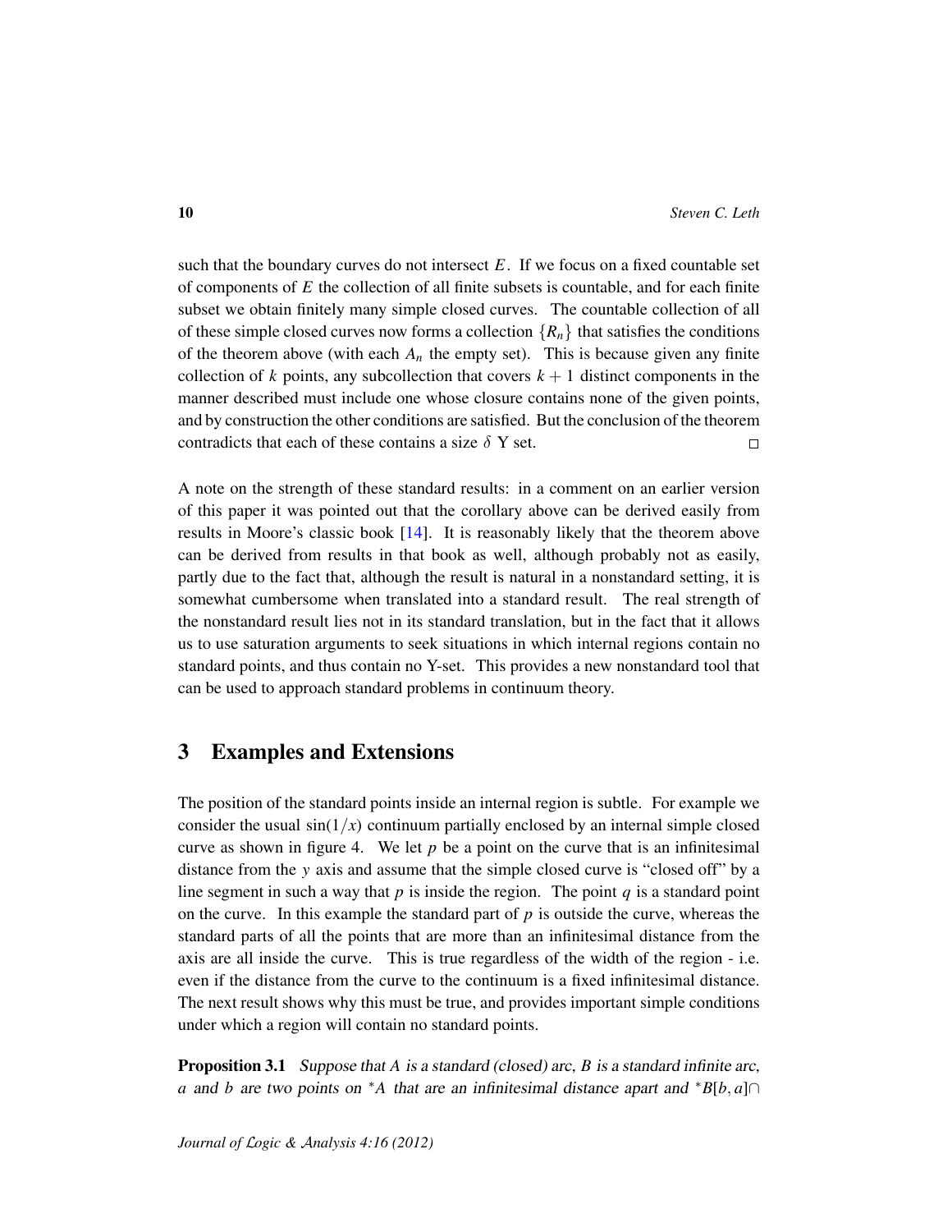such that the boundary curves do not intersect $E$. If we focus on a fixed countable set of components of $E$ the collection of all finite subsets is countable, and for each finite subset we obtain finitely many simple closed curves. The countable collection of all of these simple closed curves now forms a collection $\{R_n\}$ that satisfies the conditions of the theorem above (with each $A_n$ the empty set). This is because given any finite collection of $k$ points, any subcollection that covers $k+1$ distinct components in the manner described must include one whose closure contains none of the given points, and by construction the other conditions are satisfied. But the conclusion of the theorem contradicts that each of these contains a size $\delta$ Y set. $\square$

A note on the strength of these standard results: in a comment on an earlier version of this paper it was pointed out that the corollary above can be derived easily from results in Moore's classic book [14]. It is reasonably likely that the theorem above can be derived from results in that book as well, although probably not as easily, partly due to the fact that, although the result is natural in a nonstandard setting, it is somewhat cumbersome when translated into a standard result. The real strength of the nonstandard result lies not in its standard translation, but in the fact that it allows us to use saturation arguments to seek situations in which internal regions contain no standard points, and thus contain no Y-set. This provides a new nonstandard tool that can be used to approach standard problems in continuum theory.

## 3 Examples and Extensions

The position of the standard points inside an internal region is subtle. For example we consider the usual $\sin(1/x)$ continuum partially enclosed by an internal simple closed curve as shown in figure 4. We let $p$ be a point on the curve that is an infinitesimal distance from the $y$ axis and assume that the simple closed curve is "closed off" by a line segment in such a way that $p$ is inside the region. The point $q$ is a standard point on the curve. In this example the standard part of $p$ is outside the curve, whereas the standard parts of all the points that are more than an infinitesimal distance from the axis are all inside the curve. This is true regardless of the width of the region - i.e. even if the distance from the curve to the continuum is a fixed infinitesimal distance. The next result shows why this must be true, and provides important simple conditions under which a region will contain no standard points.

**Proposition 3.1** *Suppose that $A$ is a standard (closed) arc, $B$ is a standard infinite arc, $a$ and $b$ are two points on ${}^*A$ that are an infinitesimal distance apart and ${}^*B[b,a]\cap$*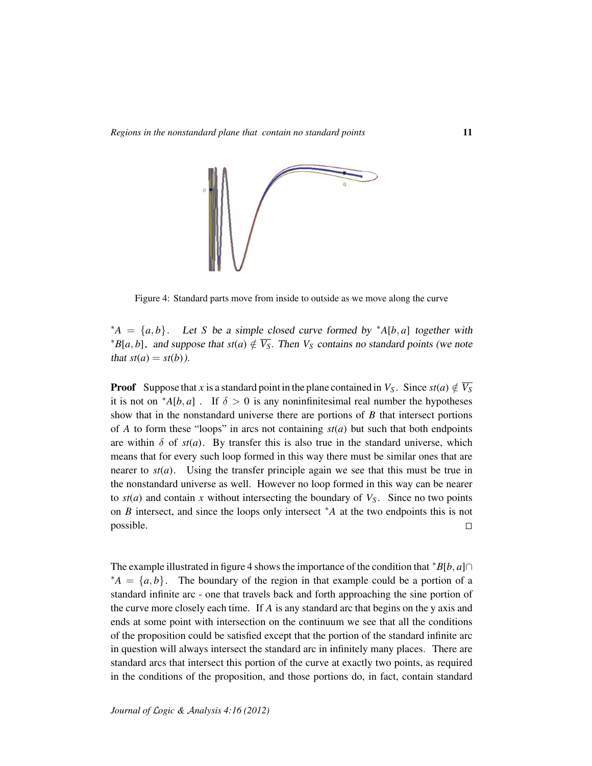Figure 4: Standard parts move from inside to outside as we move along the curve

${}^*A = \{a, b\}$. *Let $S$ be a simple closed curve formed by ${}^*A[b, a]$ together with ${}^*B[a, b]$, and suppose that $st(a) \notin \overline{V_S}$. Then $V_S$ contains no standard points (we note that $st(a) = st(b)$).*

**Proof** Suppose that $x$ is a standard point in the plane contained in $V_S$. Since $st(a) \notin \overline{V_S}$ it is not on ${}^*A[b, a]$ . If $\delta > 0$ is any noninfinitesimal real number the hypotheses show that in the nonstandard universe there are portions of $B$ that intersect portions of $A$ to form these "loops" in arcs not containing $st(a)$ but such that both endpoints are within $\delta$ of $st(a)$. By transfer this is also true in the standard universe, which means that for every such loop formed in this way there must be similar ones that are nearer to $st(a)$. Using the transfer principle again we see that this must be true in the nonstandard universe as well. However no loop formed in this way can be nearer to $st(a)$ and contain $x$ without intersecting the boundary of $V_S$. Since no two points on $B$ intersect, and since the loops only intersect ${}^*A$ at the two endpoints this is not possible. □

The example illustrated in figure 4 shows the importance of the condition that ${}^*B[b, a] \cap {}^*A = \{a, b\}$. The boundary of the region in that example could be a portion of a standard infinite arc - one that travels back and forth approaching the sine portion of the curve more closely each time. If $A$ is any standard arc that begins on the y axis and ends at some point with intersection on the continuum we see that all the conditions of the proposition could be satisfied except that the portion of the standard infinite arc in question will always intersect the standard arc in infinitely many places. There are standard arcs that intersect this portion of the curve at exactly two points, as required in the conditions of the proposition, and those portions do, in fact, contain standard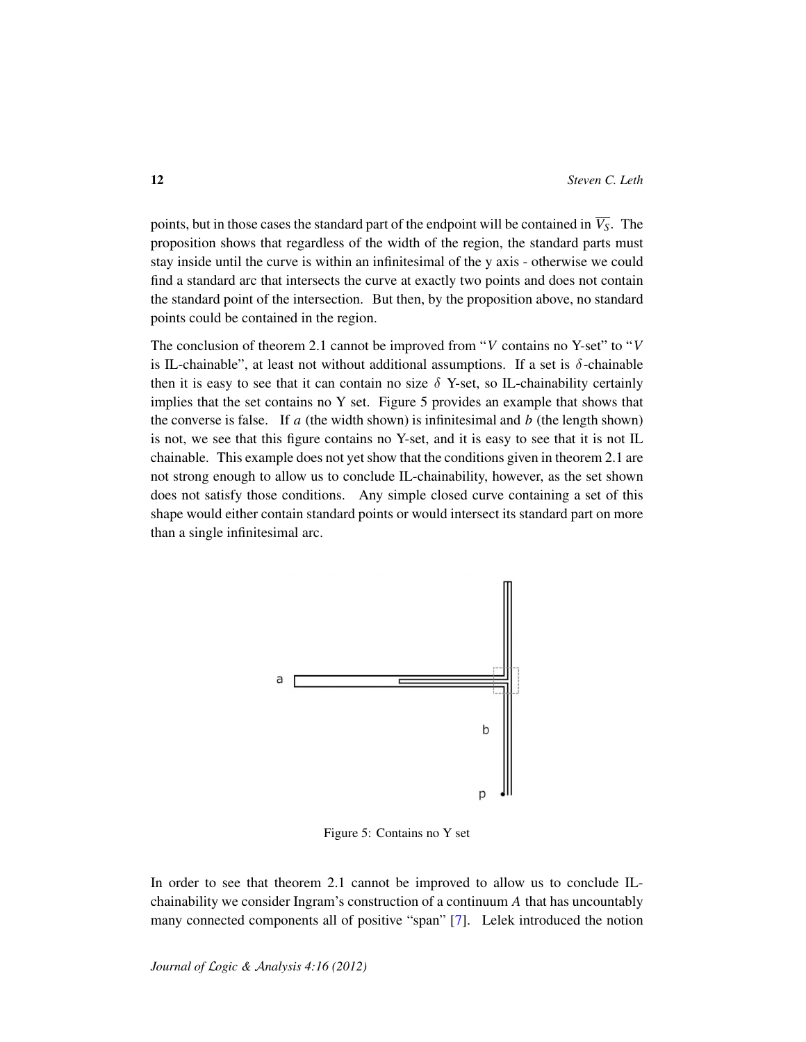points, but in those cases the standard part of the endpoint will be contained in $\overline{V_S}$. The proposition shows that regardless of the width of the region, the standard parts must stay inside until the curve is within an infinitesimal of the y axis - otherwise we could find a standard arc that intersects the curve at exactly two points and does not contain the standard point of the intersection. But then, by the proposition above, no standard points could be contained in the region.

The conclusion of theorem 2.1 cannot be improved from "$V$ contains no Y-set" to "$V$ is IL-chainable", at least not without additional assumptions. If a set is $\delta$-chainable then it is easy to see that it can contain no size $\delta$ Y-set, so IL-chainability certainly implies that the set contains no Y set. Figure 5 provides an example that shows that the converse is false. If $a$ (the width shown) is infinitesimal and $b$ (the length shown) is not, we see that this figure contains no Y-set, and it is easy to see that it is not IL chainable. This example does not yet show that the conditions given in theorem 2.1 are not strong enough to allow us to conclude IL-chainability, however, as the set shown does not satisfy those conditions. Any simple closed curve containing a set of this shape would either contain standard points or would intersect its standard part on more than a single infinitesimal arc.

Figure 5: Contains no Y set

In order to see that theorem 2.1 cannot be improved to allow us to conclude IL-chainability we consider Ingram's construction of a continuum $A$ that has uncountably many connected components all of positive "span" [7]. Lelek introduced the notion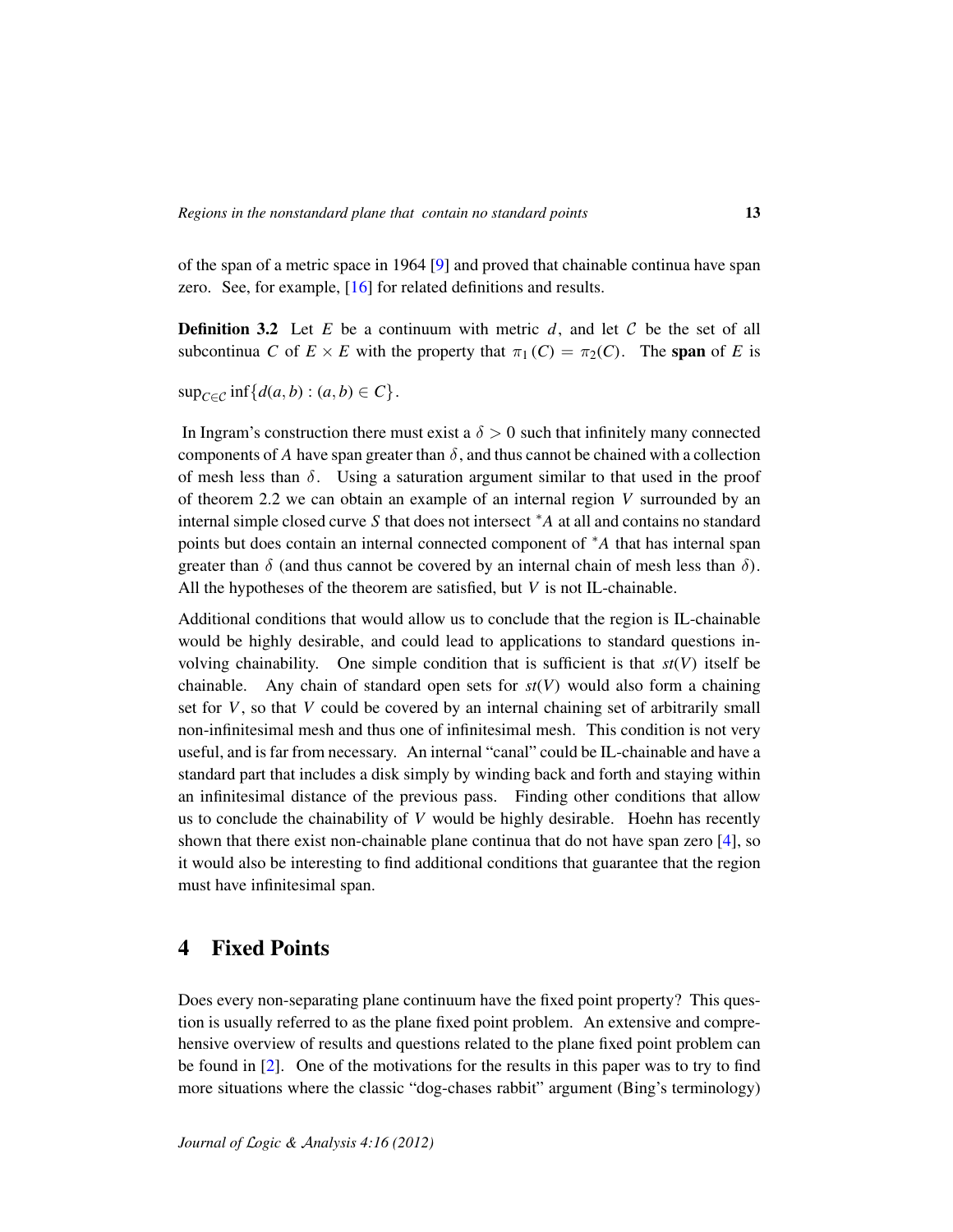of the span of a metric space in 1964 [9] and proved that chainable continua have span zero. See, for example, [16] for related definitions and results.

**Definition 3.2** Let $E$ be a continuum with metric $d$, and let $\mathcal{C}$ be the set of all subcontinua $C$ of $E \times E$ with the property that $\pi_1(C) = \pi_2(C)$. The **span** of $E$ is

$\sup_{C \in \mathcal{C}} \inf\{d(a,b) : (a,b) \in C\}$.

In Ingram's construction there must exist a $\delta > 0$ such that infinitely many connected components of $A$ have span greater than $\delta$, and thus cannot be chained with a collection of mesh less than $\delta$. Using a saturation argument similar to that used in the proof of theorem 2.2 we can obtain an example of an internal region $V$ surrounded by an internal simple closed curve $S$ that does not intersect ${}^*A$ at all and contains no standard points but does contain an internal connected component of ${}^*A$ that has internal span greater than $\delta$ (and thus cannot be covered by an internal chain of mesh less than $\delta$). All the hypotheses of the theorem are satisfied, but $V$ is not IL-chainable.

Additional conditions that would allow us to conclude that the region is IL-chainable would be highly desirable, and could lead to applications to standard questions involving chainability. One simple condition that is sufficient is that $st(V)$ itself be chainable. Any chain of standard open sets for $st(V)$ would also form a chaining set for $V$, so that $V$ could be covered by an internal chaining set of arbitrarily small non-infinitesimal mesh and thus one of infinitesimal mesh. This condition is not very useful, and is far from necessary. An internal "canal" could be IL-chainable and have a standard part that includes a disk simply by winding back and forth and staying within an infinitesimal distance of the previous pass. Finding other conditions that allow us to conclude the chainability of $V$ would be highly desirable. Hoehn has recently shown that there exist non-chainable plane continua that do not have span zero [4], so it would also be interesting to find additional conditions that guarantee that the region must have infinitesimal span.

## 4 Fixed Points

Does every non-separating plane continuum have the fixed point property? This question is usually referred to as the plane fixed point problem. An extensive and comprehensive overview of results and questions related to the plane fixed point problem can be found in [2]. One of the motivations for the results in this paper was to try to find more situations where the classic "dog-chases rabbit" argument (Bing's terminology)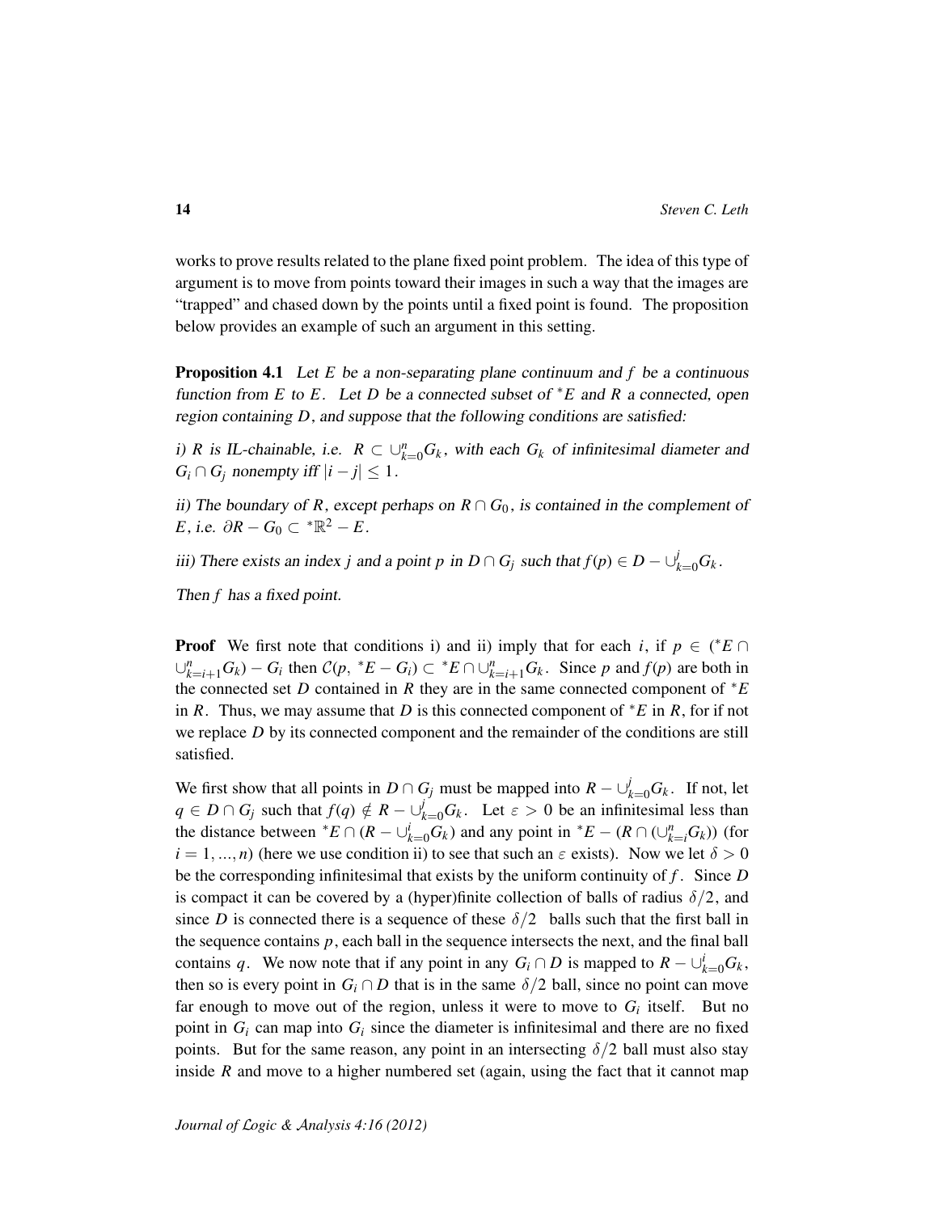works to prove results related to the plane fixed point problem. The idea of this type of argument is to move from points toward their images in such a way that the images are "trapped" and chased down by the points until a fixed point is found. The proposition below provides an example of such an argument in this setting.

**Proposition 4.1** *Let $E$ be a non-separating plane continuum and $f$ be a continuous function from $E$ to $E$. Let $D$ be a connected subset of ${}^*E$ and $R$ a connected, open region containing $D$, and suppose that the following conditions are satisfied:*

*i) $R$ is IL-chainable, i.e. $R \subset \cup_{k=0}^{n} G_k$, with each $G_k$ of infinitesimal diameter and $G_i \cap G_j$ nonempty iff $|i-j| \leq 1$.*

*ii) The boundary of $R$, except perhaps on $R \cap G_0$, is contained in the complement of $E$, i.e. $\partial R - G_0 \subset {}^*\mathbb{R}^2 - E$.*

*iii) There exists an index $j$ and a point $p$ in $D \cap G_j$ such that $f(p) \in D - \cup_{k=0}^{j} G_k$.*

*Then $f$ has a fixed point.*

**Proof** We first note that conditions i) and ii) imply that for each $i$, if $p \in ({}^*E \cap \cup_{k=i+1}^{n} G_k) - G_i$ then $\mathcal{C}(p, {}^*E - G_i) \subset {}^*E \cap \cup_{k=i+1}^{n} G_k$. Since $p$ and $f(p)$ are both in the connected set $D$ contained in $R$ they are in the same connected component of ${}^*E$ in $R$. Thus, we may assume that $D$ is this connected component of ${}^*E$ in $R$, for if not we replace $D$ by its connected component and the remainder of the conditions are still satisfied.

We first show that all points in $D \cap G_j$ must be mapped into $R - \cup_{k=0}^{j} G_k$. If not, let $q \in D \cap G_j$ such that $f(q) \notin R - \cup_{k=0}^{j} G_k$. Let $\varepsilon > 0$ be an infinitesimal less than the distance between ${}^*E \cap (R - \cup_{k=0}^{i} G_k)$ and any point in ${}^*E - (R \cap (\cup_{k=i}^{n} G_k))$ (for $i = 1, ..., n$) (here we use condition ii) to see that such an $\varepsilon$ exists). Now we let $\delta > 0$ be the corresponding infinitesimal that exists by the uniform continuity of $f$. Since $D$ is compact it can be covered by a (hyper)finite collection of balls of radius $\delta/2$, and since $D$ is connected there is a sequence of these $\delta/2$ balls such that the first ball in the sequence contains $p$, each ball in the sequence intersects the next, and the final ball contains $q$. We now note that if any point in any $G_i \cap D$ is mapped to $R - \cup_{k=0}^{i} G_k$, then so is every point in $G_i \cap D$ that is in the same $\delta/2$ ball, since no point can move far enough to move out of the region, unless it were to move to $G_i$ itself. But no point in $G_i$ can map into $G_i$ since the diameter is infinitesimal and there are no fixed points. But for the same reason, any point in an intersecting $\delta/2$ ball must also stay inside $R$ and move to a higher numbered set (again, using the fact that it cannot map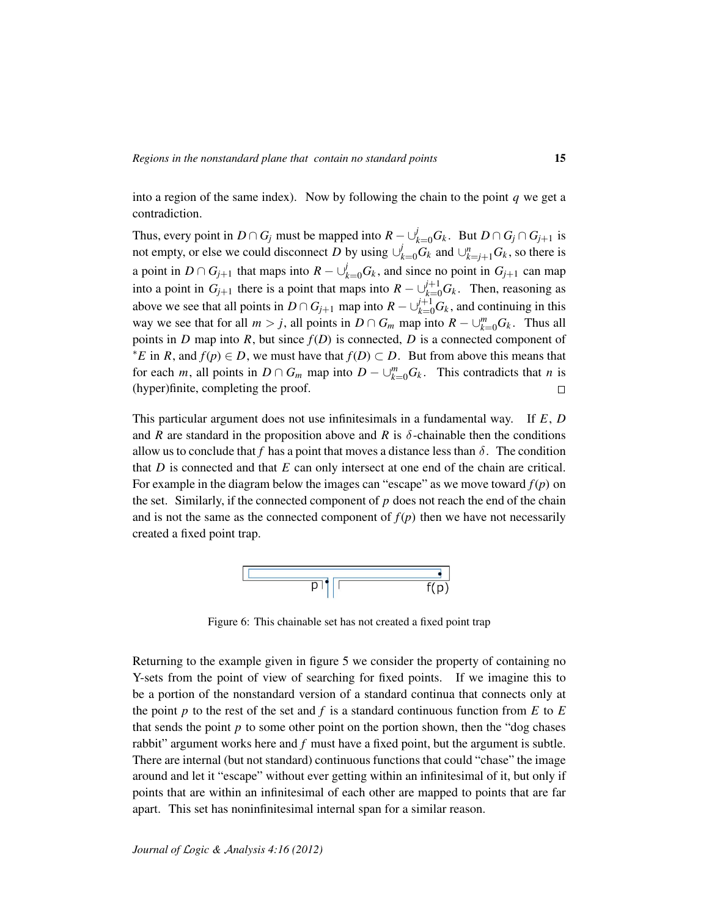into a region of the same index). Now by following the chain to the point $q$ we get a contradiction.

Thus, every point in $D \cap G_j$ must be mapped into $R - \cup_{k=0}^{j} G_k$. But $D \cap G_j \cap G_{j+1}$ is not empty, or else we could disconnect $D$ by using $\cup_{k=0}^{j} G_k$ and $\cup_{k=j+1}^{n} G_k$, so there is a point in $D \cap G_{j+1}$ that maps into $R - \cup_{k=0}^{j} G_k$, and since no point in $G_{j+1}$ can map into a point in $G_{j+1}$ there is a point that maps into $R - \cup_{k=0}^{j+1} G_k$. Then, reasoning as above we see that all points in $D \cap G_{j+1}$ map into $R - \cup_{k=0}^{j+1} G_k$, and continuing in this way we see that for all $m > j$, all points in $D \cap G_m$ map into $R - \cup_{k=0}^{m} G_k$. Thus all points in $D$ map into $R$, but since $f(D)$ is connected, $D$ is a connected component of ${}^*E$ in $R$, and $f(p) \in D$, we must have that $f(D) \subset D$. But from above this means that for each $m$, all points in $D \cap G_m$ map into $D - \cup_{k=0}^{m} G_k$. This contradicts that $n$ is (hyper)finite, completing the proof. □

This particular argument does not use infinitesimals in a fundamental way. If $E$, $D$ and $R$ are standard in the proposition above and $R$ is $\delta$-chainable then the conditions allow us to conclude that $f$ has a point that moves a distance less than $\delta$. The condition that $D$ is connected and that $E$ can only intersect at one end of the chain are critical. For example in the diagram below the images can "escape" as we move toward $f(p)$ on the set. Similarly, if the connected component of $p$ does not reach the end of the chain and is not the same as the connected component of $f(p)$ then we have not necessarily created a fixed point trap.

Figure 6: This chainable set has not created a fixed point trap

Returning to the example given in figure 5 we consider the property of containing no Y-sets from the point of view of searching for fixed points. If we imagine this to be a portion of the nonstandard version of a standard continua that connects only at the point $p$ to the rest of the set and $f$ is a standard continuous function from $E$ to $E$ that sends the point $p$ to some other point on the portion shown, then the "dog chases rabbit" argument works here and $f$ must have a fixed point, but the argument is subtle. There are internal (but not standard) continuous functions that could "chase" the image around and let it "escape" without ever getting within an infinitesimal of it, but only if points that are within an infinitesimal of each other are mapped to points that are far apart. This set has noninfinitesimal internal span for a similar reason.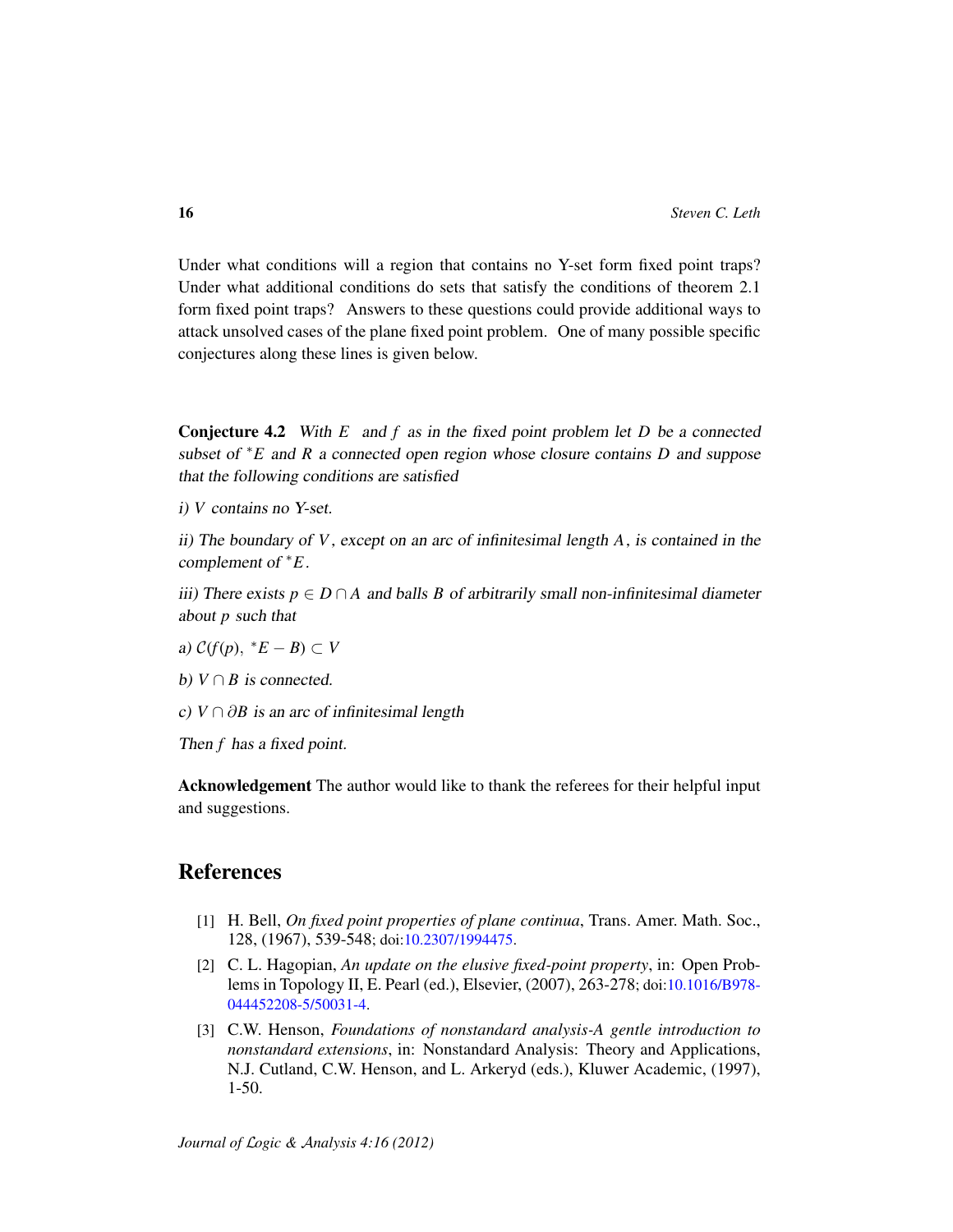Under what conditions will a region that contains no Y-set form fixed point traps? Under what additional conditions do sets that satisfy the conditions of theorem 2.1 form fixed point traps? Answers to these questions could provide additional ways to attack unsolved cases of the plane fixed point problem. One of many possible specific conjectures along these lines is given below.

**Conjecture 4.2** *With $E$ and $f$ as in the fixed point problem let $D$ be a connected subset of ${}^*E$ and $R$ a connected open region whose closure contains $D$ and suppose that the following conditions are satisfied*

*i) $V$ contains no Y-set.*

*ii) The boundary of $V$, except on an arc of infinitesimal length $A$, is contained in the complement of ${}^*E$.*

*iii) There exists $p \in D \cap A$ and balls $B$ of arbitrarily small non-infinitesimal diameter about $p$ such that*

*a) $\mathcal{C}(f(p),\ {}^*E - B) \subset V$*

*b) $V \cap B$ is connected.*

*c) $V \cap \partial B$ is an arc of infinitesimal length*

*Then $f$ has a fixed point.*

**Acknowledgement** The author would like to thank the referees for their helpful input and suggestions.

## References

[1] H. Bell, *On fixed point properties of plane continua*, Trans. Amer. Math. Soc., 128, (1967), 539-548; doi:10.2307/1994475.

[2] C. L. Hagopian, *An update on the elusive fixed-point property*, in: Open Problems in Topology II, E. Pearl (ed.), Elsevier, (2007), 263-278; doi:10.1016/B978-044452208-5/50031-4.

[3] C.W. Henson, *Foundations of nonstandard analysis-A gentle introduction to nonstandard extensions*, in: Nonstandard Analysis: Theory and Applications, N.J. Cutland, C.W. Henson, and L. Arkeryd (eds.), Kluwer Academic, (1997), 1-50.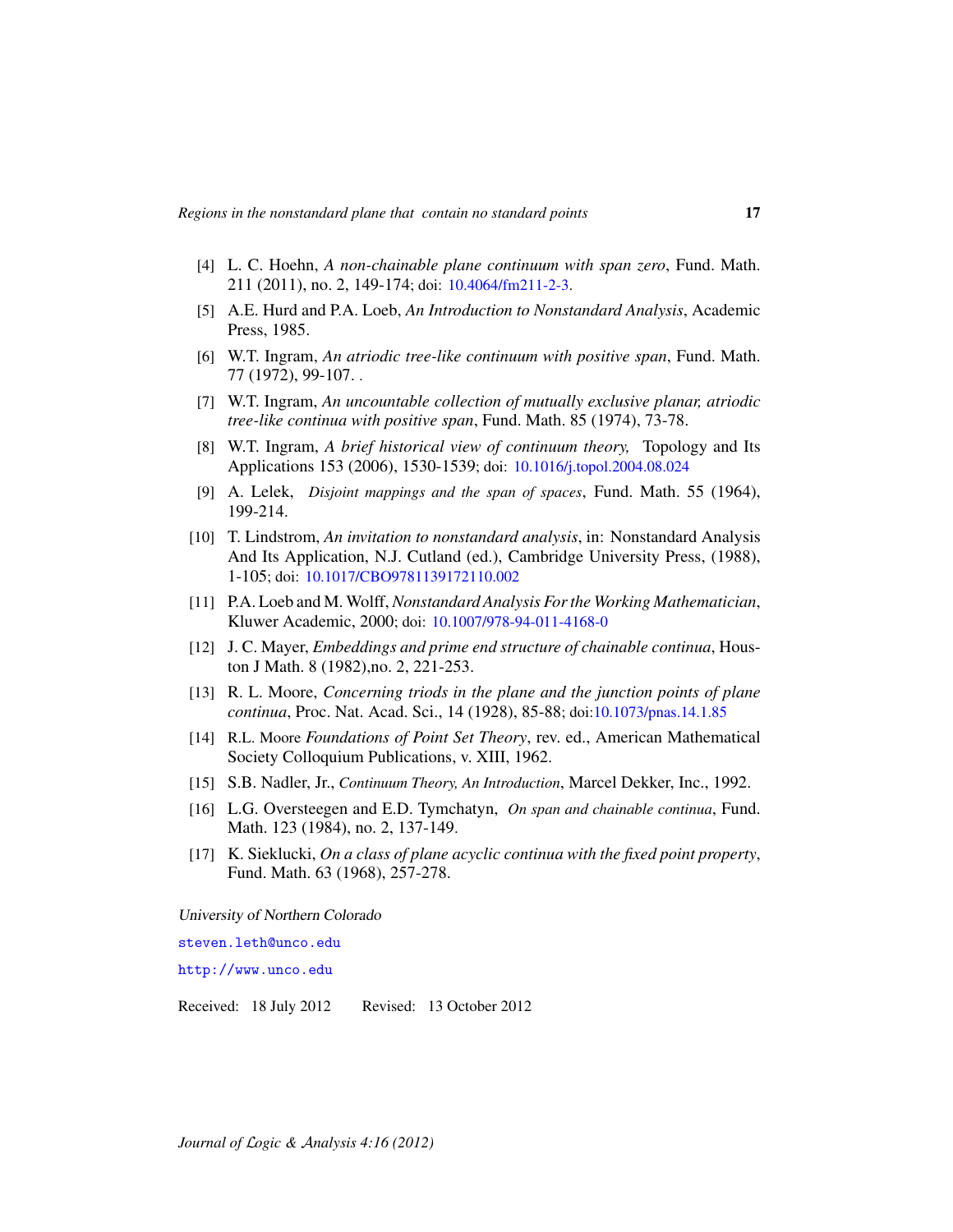[4] L. C. Hoehn, *A non-chainable plane continuum with span zero*, Fund. Math. 211 (2011), no. 2, 149-174; doi: 10.4064/fm211-2-3.

[5] A.E. Hurd and P.A. Loeb, *An Introduction to Nonstandard Analysis*, Academic Press, 1985.

[6] W.T. Ingram, *An atriodic tree-like continuum with positive span*, Fund. Math. 77 (1972), 99-107. .

[7] W.T. Ingram, *An uncountable collection of mutually exclusive planar, atriodic tree-like continua with positive span*, Fund. Math. 85 (1974), 73-78.

[8] W.T. Ingram, *A brief historical view of continuum theory,* Topology and Its Applications 153 (2006), 1530-1539; doi: 10.1016/j.topol.2004.08.024

[9] A. Lelek, *Disjoint mappings and the span of spaces*, Fund. Math. 55 (1964), 199-214.

[10] T. Lindstrom, *An invitation to nonstandard analysis*, in: Nonstandard Analysis And Its Application, N.J. Cutland (ed.), Cambridge University Press, (1988), 1-105; doi: 10.1017/CBO9781139172110.002

[11] P.A. Loeb and M. Wolff, *Nonstandard Analysis For the Working Mathematician*, Kluwer Academic, 2000; doi: 10.1007/978-94-011-4168-0

[12] J. C. Mayer, *Embeddings and prime end structure of chainable continua*, Houston J Math. 8 (1982),no. 2, 221-253.

[13] R. L. Moore, *Concerning triods in the plane and the junction points of plane continua*, Proc. Nat. Acad. Sci., 14 (1928), 85-88; doi:10.1073/pnas.14.1.85

[14] R.L. Moore *Foundations of Point Set Theory*, rev. ed., American Mathematical Society Colloquium Publications, v. XIII, 1962.

[15] S.B. Nadler, Jr., *Continuum Theory, An Introduction*, Marcel Dekker, Inc., 1992.

[16] L.G. Oversteegen and E.D. Tymchatyn, *On span and chainable continua*, Fund. Math. 123 (1984), no. 2, 137-149.

[17] K. Sieklucki, *On a class of plane acyclic continua with the fixed point property*, Fund. Math. 63 (1968), 257-278.

University of Northern Colorado

steven.leth@unco.edu

http://www.unco.edu

Received: 18 July 2012 Revised: 13 October 2012